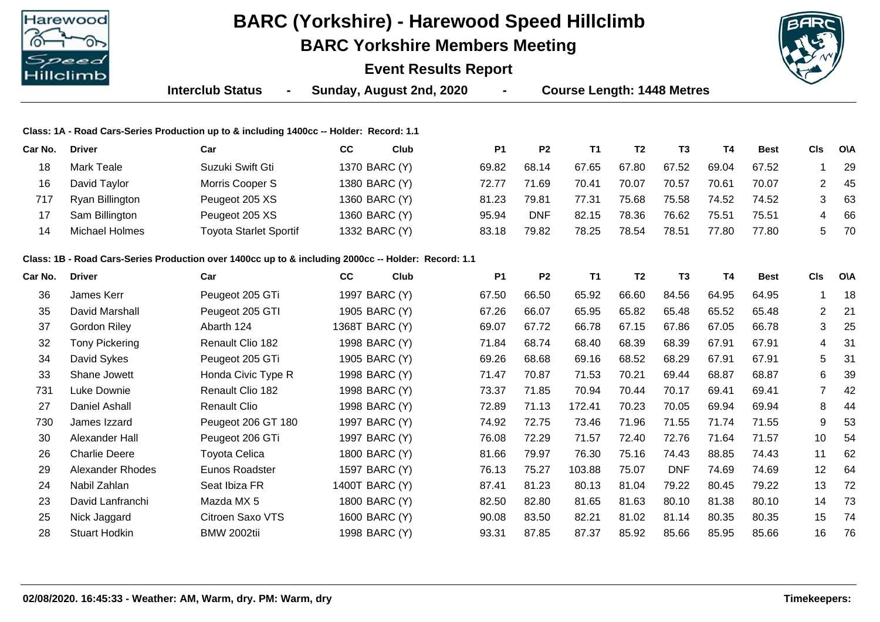# BARC (Yorkshire) - Harewood Speed Hillclimb

## BARC Yorkshire Members Meeting

### Event Results Report

**Interclub Status - Sunday, August 2nd, 2020 - Course Length: 1448 Metres**

**Class: 1A - Road Cars-Series Production up to & including 1400cc -- Holder: Record: 1.1**

| Car No. | Driver | Car | CC | Club | P1 | P2 | T1 | T2 | T3 | T4 | Best | Cls | O\A |
|---|---|---|---|---|---|---|---|---|---|---|---|---|---|
| 18 | Mark Teale | Suzuki Swift Gti | 1370 | BARC (Y) | 69.82 | 68.14 | 67.65 | 67.80 | 67.52 | 69.04 | 67.52 | 1 | 29 |
| 16 | David Taylor | Morris Cooper S | 1380 | BARC (Y) | 72.77 | 71.69 | 70.41 | 70.07 | 70.57 | 70.61 | 70.07 | 2 | 45 |
| 717 | Ryan Billington | Peugeot 205 XS | 1360 | BARC (Y) | 81.23 | 79.81 | 77.31 | 75.68 | 75.58 | 74.52 | 74.52 | 3 | 63 |
| 17 | Sam Billington | Peugeot 205 XS | 1360 | BARC (Y) | 95.94 | DNF | 82.15 | 78.36 | 76.62 | 75.51 | 75.51 | 4 | 66 |
| 14 | Michael Holmes | Toyota Starlet Sportif | 1332 | BARC (Y) | 83.18 | 79.82 | 78.25 | 78.54 | 78.51 | 77.80 | 77.80 | 5 | 70 |

**Class: 1B - Road Cars-Series Production over 1400cc up to & including 2000cc -- Holder: Record: 1.1**

| Car No. | Driver | Car | CC | Club | P1 | P2 | T1 | T2 | T3 | T4 | Best | Cls | O\A |
|---|---|---|---|---|---|---|---|---|---|---|---|---|---|
| 36 | James Kerr | Peugeot 205 GTi | 1997 | BARC (Y) | 67.50 | 66.50 | 65.92 | 66.60 | 84.56 | 64.95 | 64.95 | 1 | 18 |
| 35 | David Marshall | Peugeot 205 GTI | 1905 | BARC (Y) | 67.26 | 66.07 | 65.95 | 65.82 | 65.48 | 65.52 | 65.48 | 2 | 21 |
| 37 | Gordon Riley | Abarth 124 | 1368T | BARC (Y) | 69.07 | 67.72 | 66.78 | 67.15 | 67.86 | 67.05 | 66.78 | 3 | 25 |
| 32 | Tony Pickering | Renault Clio 182 | 1998 | BARC (Y) | 71.84 | 68.74 | 68.40 | 68.39 | 68.39 | 67.91 | 67.91 | 4 | 31 |
| 34 | David Sykes | Peugeot 205 GTi | 1905 | BARC (Y) | 69.26 | 68.68 | 69.16 | 68.52 | 68.29 | 67.91 | 67.91 | 5 | 31 |
| 33 | Shane Jowett | Honda Civic Type R | 1998 | BARC (Y) | 71.47 | 70.87 | 71.53 | 70.21 | 69.44 | 68.87 | 68.87 | 6 | 39 |
| 731 | Luke Downie | Renault Clio 182 | 1998 | BARC (Y) | 73.37 | 71.85 | 70.94 | 70.44 | 70.17 | 69.41 | 69.41 | 7 | 42 |
| 27 | Daniel Ashall | Renault Clio | 1998 | BARC (Y) | 72.89 | 71.13 | 172.41 | 70.23 | 70.05 | 69.94 | 69.94 | 8 | 44 |
| 730 | James Izzard | Peugeot 206 GT 180 | 1997 | BARC (Y) | 74.92 | 72.75 | 73.46 | 71.96 | 71.55 | 71.74 | 71.55 | 9 | 53 |
| 30 | Alexander Hall | Peugeot 206 GTi | 1997 | BARC (Y) | 76.08 | 72.29 | 71.57 | 72.40 | 72.76 | 71.64 | 71.57 | 10 | 54 |
| 26 | Charlie Deere | Toyota Celica | 1800 | BARC (Y) | 81.66 | 79.97 | 76.30 | 75.16 | 74.43 | 88.85 | 74.43 | 11 | 62 |
| 29 | Alexander Rhodes | Eunos Roadster | 1597 | BARC (Y) | 76.13 | 75.27 | 103.88 | 75.07 | DNF | 74.69 | 74.69 | 12 | 64 |
| 24 | Nabil Zahlan | Seat Ibiza FR | 1400T | BARC (Y) | 87.41 | 81.23 | 80.13 | 81.04 | 79.22 | 80.45 | 79.22 | 13 | 72 |
| 23 | David Lanfranchi | Mazda MX 5 | 1800 | BARC (Y) | 82.50 | 82.80 | 81.65 | 81.63 | 80.10 | 81.38 | 80.10 | 14 | 73 |
| 25 | Nick Jaggard | Citroen Saxo VTS | 1600 | BARC (Y) | 90.08 | 83.50 | 82.21 | 81.02 | 81.14 | 80.35 | 80.35 | 15 | 74 |
| 28 | Stuart Hodkin | BMW 2002tii | 1998 | BARC (Y) | 93.31 | 87.85 | 87.37 | 85.92 | 85.66 | 85.95 | 85.66 | 16 | 76 |

**02/08/2020. 16:45:33 - Weather: AM, Warm, dry. PM: Warm, dry**

**Timekeepers:**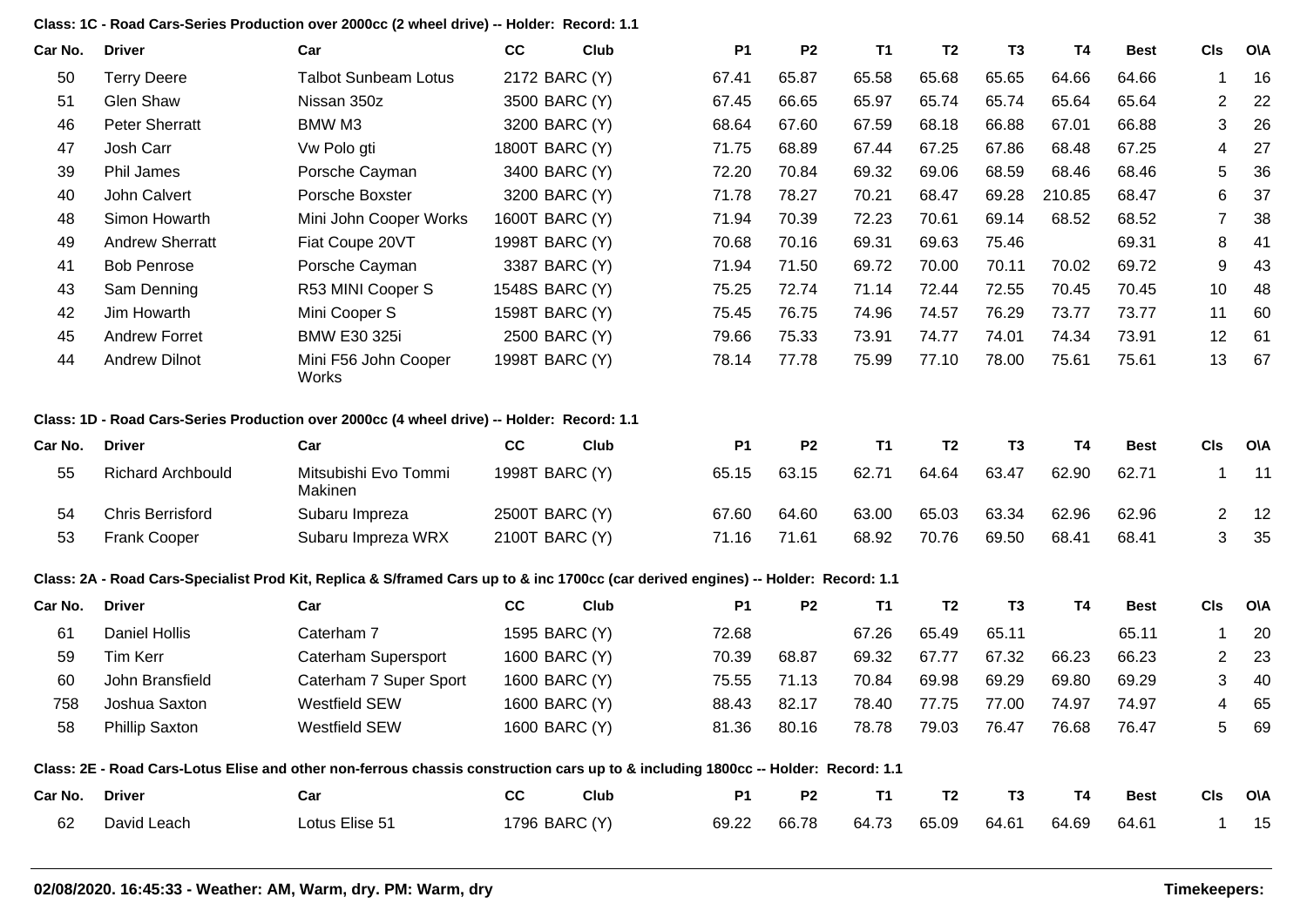**Class: 1C - Road Cars-Series Production over 2000cc (2 wheel drive) -- Holder: Record: 1.1**

| Car No. | Driver | Car | CC | Club | P1 | P2 | T1 | T2 | T3 | T4 | Best | Cls | O\A |
|---|---|---|---|---|---|---|---|---|---|---|---|---|---|
| 50 | Terry Deere | Talbot Sunbeam Lotus | 2172 | BARC (Y) | 67.41 | 65.87 | 65.58 | 65.68 | 65.65 | 64.66 | 64.66 | 1 | 16 |
| 51 | Glen Shaw | Nissan 350z | 3500 | BARC (Y) | 67.45 | 66.65 | 65.97 | 65.74 | 65.74 | 65.64 | 65.64 | 2 | 22 |
| 46 | Peter Sherratt | BMW M3 | 3200 | BARC (Y) | 68.64 | 67.60 | 67.59 | 68.18 | 66.88 | 67.01 | 66.88 | 3 | 26 |
| 47 | Josh Carr | Vw Polo gti | 1800T | BARC (Y) | 71.75 | 68.89 | 67.44 | 67.25 | 67.86 | 68.48 | 67.25 | 4 | 27 |
| 39 | Phil James | Porsche Cayman | 3400 | BARC (Y) | 72.20 | 70.84 | 69.32 | 69.06 | 68.59 | 68.46 | 68.46 | 5 | 36 |
| 40 | John Calvert | Porsche Boxster | 3200 | BARC (Y) | 71.78 | 78.27 | 70.21 | 68.47 | 69.28 | 210.85 | 68.47 | 6 | 37 |
| 48 | Simon Howarth | Mini John Cooper Works | 1600T | BARC (Y) | 71.94 | 70.39 | 72.23 | 70.61 | 69.14 | 68.52 | 68.52 | 7 | 38 |
| 49 | Andrew Sherratt | Fiat Coupe 20VT | 1998T | BARC (Y) | 70.68 | 70.16 | 69.31 | 69.63 | 75.46 | | 69.31 | 8 | 41 |
| 41 | Bob Penrose | Porsche Cayman | 3387 | BARC (Y) | 71.94 | 71.50 | 69.72 | 70.00 | 70.11 | 70.02 | 69.72 | 9 | 43 |
| 43 | Sam Denning | R53 MINI Cooper S | 1548S | BARC (Y) | 75.25 | 72.74 | 71.14 | 72.44 | 72.55 | 70.45 | 70.45 | 10 | 48 |
| 42 | Jim Howarth | Mini Cooper S | 1598T | BARC (Y) | 75.45 | 76.75 | 74.96 | 74.57 | 76.29 | 73.77 | 73.77 | 11 | 60 |
| 45 | Andrew Forret | BMW E30 325i | 2500 | BARC (Y) | 79.66 | 75.33 | 73.91 | 74.77 | 74.01 | 74.34 | 73.91 | 12 | 61 |
| 44 | Andrew Dilnot | Mini F56 John Cooper Works | 1998T | BARC (Y) | 78.14 | 77.78 | 75.99 | 77.10 | 78.00 | 75.61 | 75.61 | 13 | 67 |

**Class: 1D - Road Cars-Series Production over 2000cc (4 wheel drive) -- Holder: Record: 1.1**

| Car No. | Driver | Car | CC | Club | P1 | P2 | T1 | T2 | T3 | T4 | Best | Cls | O\A |
|---|---|---|---|---|---|---|---|---|---|---|---|---|---|
| 55 | Richard Archbould | Mitsubishi Evo Tommi Makinen | 1998T | BARC (Y) | 65.15 | 63.15 | 62.71 | 64.64 | 63.47 | 62.90 | 62.71 | 1 | 11 |
| 54 | Chris Berrisford | Subaru Impreza | 2500T | BARC (Y) | 67.60 | 64.60 | 63.00 | 65.03 | 63.34 | 62.96 | 62.96 | 2 | 12 |
| 53 | Frank Cooper | Subaru Impreza WRX | 2100T | BARC (Y) | 71.16 | 71.61 | 68.92 | 70.76 | 69.50 | 68.41 | 68.41 | 3 | 35 |

**Class: 2A - Road Cars-Specialist Prod Kit, Replica & S/framed Cars up to & inc 1700cc (car derived engines) -- Holder: Record: 1.1**

| Car No. | Driver | Car | CC | Club | P1 | P2 | T1 | T2 | T3 | T4 | Best | Cls | O\A |
|---|---|---|---|---|---|---|---|---|---|---|---|---|---|
| 61 | Daniel Hollis | Caterham 7 | 1595 | BARC (Y) | 72.68 | | 67.26 | 65.49 | 65.11 | | 65.11 | 1 | 20 |
| 59 | Tim Kerr | Caterham Supersport | 1600 | BARC (Y) | 70.39 | 68.87 | 69.32 | 67.77 | 67.32 | 66.23 | 66.23 | 2 | 23 |
| 60 | John Bransfield | Caterham 7 Super Sport | 1600 | BARC (Y) | 75.55 | 71.13 | 70.84 | 69.98 | 69.29 | 69.80 | 69.29 | 3 | 40 |
| 758 | Joshua Saxton | Westfield SEW | 1600 | BARC (Y) | 88.43 | 82.17 | 78.40 | 77.75 | 77.00 | 74.97 | 74.97 | 4 | 65 |
| 58 | Phillip Saxton | Westfield SEW | 1600 | BARC (Y) | 81.36 | 80.16 | 78.78 | 79.03 | 76.47 | 76.68 | 76.47 | 5 | 69 |

**Class: 2E - Road Cars-Lotus Elise and other non-ferrous chassis construction cars up to & including 1800cc -- Holder: Record: 1.1**

| Car No. | Driver | Car | CC | Club | P1 | P2 | T1 | T2 | T3 | T4 | Best | Cls | O\A |
|---|---|---|---|---|---|---|---|---|---|---|---|---|---|
| 62 | David Leach | Lotus Elise 51 | 1796 | BARC (Y) | 69.22 | 66.78 | 64.73 | 65.09 | 64.61 | 64.69 | 64.61 | 1 | 15 |

**02/08/2020. 16:45:33 - Weather: AM, Warm, dry. PM: Warm, dry** **Timekeepers:**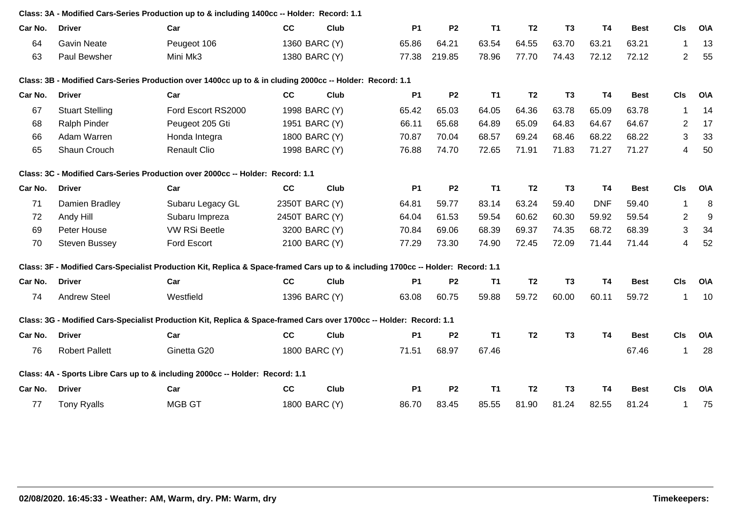**Class: 3A - Modified Cars-Series Production up to & including 1400cc -- Holder: Record: 1.1**

| Car No. | Driver | Car | CC | Club | P1 | P2 | T1 | T2 | T3 | T4 | Best | Cls | O\A |
|---|---|---|---|---|---|---|---|---|---|---|---|---|---|
| 64 | Gavin Neate | Peugeot 106 | 1360 | BARC (Y) | 65.86 | 64.21 | 63.54 | 64.55 | 63.70 | 63.21 | 63.21 | 1 | 13 |
| 63 | Paul Bewsher | Mini Mk3 | 1380 | BARC (Y) | 77.38 | 219.85 | 78.96 | 77.70 | 74.43 | 72.12 | 72.12 | 2 | 55 |

**Class: 3B - Modified Cars-Series Production over 1400cc up to & in cluding 2000cc -- Holder: Record: 1.1**

| Car No. | Driver | Car | CC | Club | P1 | P2 | T1 | T2 | T3 | T4 | Best | Cls | O\A |
|---|---|---|---|---|---|---|---|---|---|---|---|---|---|
| 67 | Stuart Stelling | Ford Escort RS2000 | 1998 | BARC (Y) | 65.42 | 65.03 | 64.05 | 64.36 | 63.78 | 65.09 | 63.78 | 1 | 14 |
| 68 | Ralph Pinder | Peugeot 205 Gti | 1951 | BARC (Y) | 66.11 | 65.68 | 64.89 | 65.09 | 64.83 | 64.67 | 64.67 | 2 | 17 |
| 66 | Adam Warren | Honda Integra | 1800 | BARC (Y) | 70.87 | 70.04 | 68.57 | 69.24 | 68.46 | 68.22 | 68.22 | 3 | 33 |
| 65 | Shaun Crouch | Renault Clio | 1998 | BARC (Y) | 76.88 | 74.70 | 72.65 | 71.91 | 71.83 | 71.27 | 71.27 | 4 | 50 |

**Class: 3C - Modified Cars-Series Production over 2000cc -- Holder: Record: 1.1**

| Car No. | Driver | Car | CC | Club | P1 | P2 | T1 | T2 | T3 | T4 | Best | Cls | O\A |
|---|---|---|---|---|---|---|---|---|---|---|---|---|---|
| 71 | Damien Bradley | Subaru Legacy GL | 2350T | BARC (Y) | 64.81 | 59.77 | 83.14 | 63.24 | 59.40 | DNF | 59.40 | 1 | 8 |
| 72 | Andy Hill | Subaru Impreza | 2450T | BARC (Y) | 64.04 | 61.53 | 59.54 | 60.62 | 60.30 | 59.92 | 59.54 | 2 | 9 |
| 69 | Peter House | VW RSi Beetle | 3200 | BARC (Y) | 70.84 | 69.06 | 68.39 | 69.37 | 74.35 | 68.72 | 68.39 | 3 | 34 |
| 70 | Steven Bussey | Ford Escort | 2100 | BARC (Y) | 77.29 | 73.30 | 74.90 | 72.45 | 72.09 | 71.44 | 71.44 | 4 | 52 |

**Class: 3F - Modified Cars-Specialist Production Kit, Replica & Space-framed Cars up to & including 1700cc -- Holder: Record: 1.1**

| Car No. | Driver | Car | CC | Club | P1 | P2 | T1 | T2 | T3 | T4 | Best | Cls | O\A |
|---|---|---|---|---|---|---|---|---|---|---|---|---|---|
| 74 | Andrew Steel | Westfield | 1396 | BARC (Y) | 63.08 | 60.75 | 59.88 | 59.72 | 60.00 | 60.11 | 59.72 | 1 | 10 |

**Class: 3G - Modified Cars-Specialist Production Kit, Replica & Space-framed Cars over 1700cc -- Holder: Record: 1.1**

| Car No. | Driver | Car | CC | Club | P1 | P2 | T1 | T2 | T3 | T4 | Best | Cls | O\A |
|---|---|---|---|---|---|---|---|---|---|---|---|---|---|
| 76 | Robert Pallett | Ginetta G20 | 1800 | BARC (Y) | 71.51 | 68.97 | 67.46 | | | | 67.46 | 1 | 28 |

**Class: 4A - Sports Libre Cars up to & including 2000cc -- Holder: Record: 1.1**

| Car No. | Driver | Car | CC | Club | P1 | P2 | T1 | T2 | T3 | T4 | Best | Cls | O\A |
|---|---|---|---|---|---|---|---|---|---|---|---|---|---|
| 77 | Tony Ryalls | MGB GT | 1800 | BARC (Y) | 86.70 | 83.45 | 85.55 | 81.90 | 81.24 | 82.55 | 81.24 | 1 | 75 |

**02/08/2020. 16:45:33 - Weather: AM, Warm, dry. PM: Warm, dry** **Timekeepers:**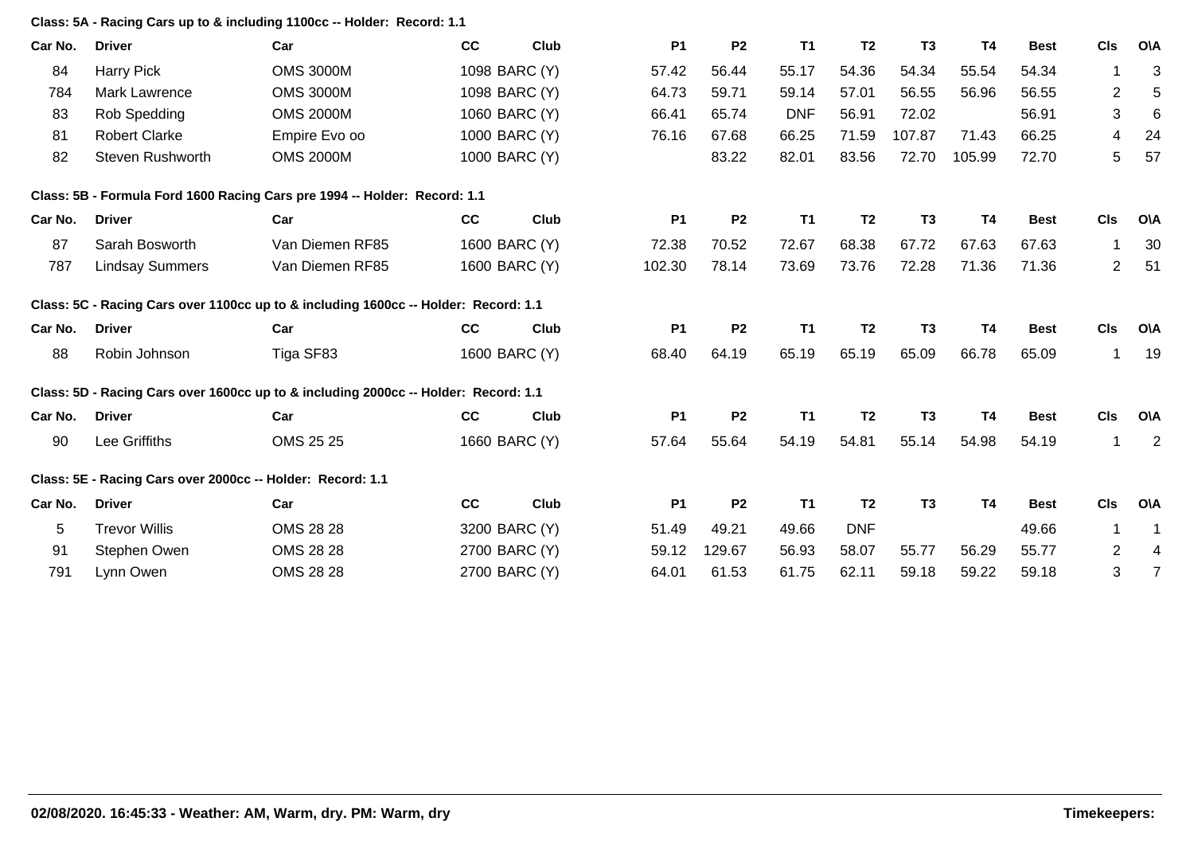**Class: 5A - Racing Cars up to & including 1100cc -- Holder: Record: 1.1**

| Car No. | Driver | Car | CC | Club | P1 | P2 | T1 | T2 | T3 | T4 | Best | Cls | O\A |
|---|---|---|---|---|---|---|---|---|---|---|---|---|---|
| 84 | Harry Pick | OMS 3000M | 1098 | BARC (Y) | 57.42 | 56.44 | 55.17 | 54.36 | 54.34 | 55.54 | 54.34 | 1 | 3 |
| 784 | Mark Lawrence | OMS 3000M | 1098 | BARC (Y) | 64.73 | 59.71 | 59.14 | 57.01 | 56.55 | 56.96 | 56.55 | 2 | 5 |
| 83 | Rob Spedding | OMS 2000M | 1060 | BARC (Y) | 66.41 | 65.74 | DNF | 56.91 | 72.02 | | 56.91 | 3 | 6 |
| 81 | Robert Clarke | Empire Evo oo | 1000 | BARC (Y) | 76.16 | 67.68 | 66.25 | 71.59 | 107.87 | 71.43 | 66.25 | 4 | 24 |
| 82 | Steven Rushworth | OMS 2000M | 1000 | BARC (Y) | | 83.22 | 82.01 | 83.56 | 72.70 | 105.99 | 72.70 | 5 | 57 |

**Class: 5B - Formula Ford 1600 Racing Cars pre 1994 -- Holder: Record: 1.1**

| Car No. | Driver | Car | CC | Club | P1 | P2 | T1 | T2 | T3 | T4 | Best | Cls | O\A |
|---|---|---|---|---|---|---|---|---|---|---|---|---|---|
| 87 | Sarah Bosworth | Van Diemen RF85 | 1600 | BARC (Y) | 72.38 | 70.52 | 72.67 | 68.38 | 67.72 | 67.63 | 67.63 | 1 | 30 |
| 787 | Lindsay Summers | Van Diemen RF85 | 1600 | BARC (Y) | 102.30 | 78.14 | 73.69 | 73.76 | 72.28 | 71.36 | 71.36 | 2 | 51 |

**Class: 5C - Racing Cars over 1100cc up to & including 1600cc -- Holder: Record: 1.1**

| Car No. | Driver | Car | CC | Club | P1 | P2 | T1 | T2 | T3 | T4 | Best | Cls | O\A |
|---|---|---|---|---|---|---|---|---|---|---|---|---|---|
| 88 | Robin Johnson | Tiga SF83 | 1600 | BARC (Y) | 68.40 | 64.19 | 65.19 | 65.19 | 65.09 | 66.78 | 65.09 | 1 | 19 |

**Class: 5D - Racing Cars over 1600cc up to & including 2000cc -- Holder: Record: 1.1**

| Car No. | Driver | Car | CC | Club | P1 | P2 | T1 | T2 | T3 | T4 | Best | Cls | O\A |
|---|---|---|---|---|---|---|---|---|---|---|---|---|---|
| 90 | Lee Griffiths | OMS 25 25 | 1660 | BARC (Y) | 57.64 | 55.64 | 54.19 | 54.81 | 55.14 | 54.98 | 54.19 | 1 | 2 |

**Class: 5E - Racing Cars over 2000cc -- Holder: Record: 1.1**

| Car No. | Driver | Car | CC | Club | P1 | P2 | T1 | T2 | T3 | T4 | Best | Cls | O\A |
|---|---|---|---|---|---|---|---|---|---|---|---|---|---|
| 5 | Trevor Willis | OMS 28 28 | 3200 | BARC (Y) | 51.49 | 49.21 | 49.66 | DNF | | | 49.66 | 1 | 1 |
| 91 | Stephen Owen | OMS 28 28 | 2700 | BARC (Y) | 59.12 | 129.67 | 56.93 | 58.07 | 55.77 | 56.29 | 55.77 | 2 | 4 |
| 791 | Lynn Owen | OMS 28 28 | 2700 | BARC (Y) | 64.01 | 61.53 | 61.75 | 62.11 | 59.18 | 59.22 | 59.18 | 3 | 7 |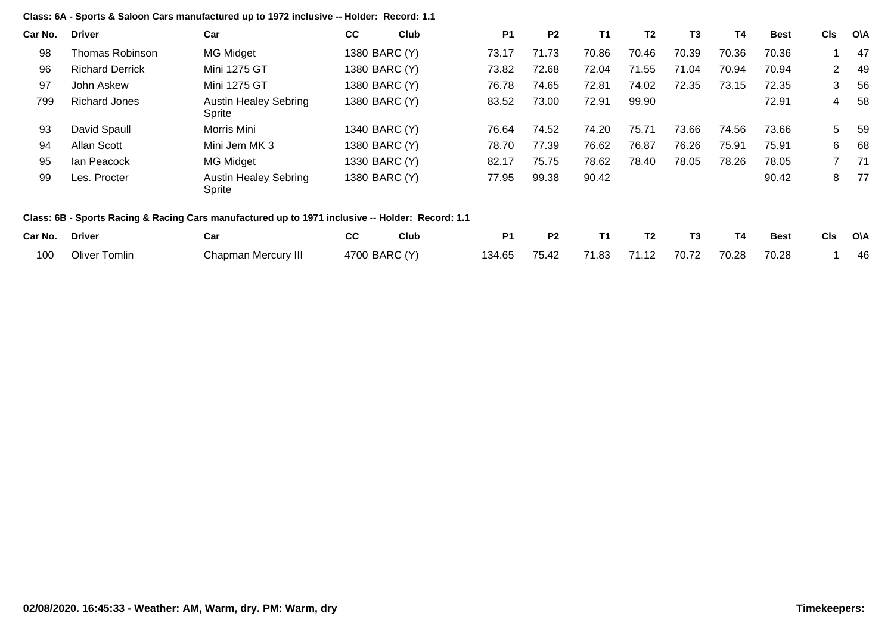**Class: 6A - Sports & Saloon Cars manufactured up to 1972 inclusive -- Holder: Record: 1.1**

| Car No. | Driver | Car | CC | Club | P1 | P2 | T1 | T2 | T3 | T4 | Best | Cls | O\A |
|---|---|---|---|---|---|---|---|---|---|---|---|---|---|
| 98 | Thomas Robinson | MG Midget | 1380 | BARC (Y) | 73.17 | 71.73 | 70.86 | 70.46 | 70.39 | 70.36 | 70.36 | 1 | 47 |
| 96 | Richard Derrick | Mini 1275 GT | 1380 | BARC (Y) | 73.82 | 72.68 | 72.04 | 71.55 | 71.04 | 70.94 | 70.94 | 2 | 49 |
| 97 | John Askew | Mini 1275 GT | 1380 | BARC (Y) | 76.78 | 74.65 | 72.81 | 74.02 | 72.35 | 73.15 | 72.35 | 3 | 56 |
| 799 | Richard Jones | Austin Healey Sebring Sprite | 1380 | BARC (Y) | 83.52 | 73.00 | 72.91 | 99.90 | | | 72.91 | 4 | 58 |
| 93 | David Spaull | Morris Mini | 1340 | BARC (Y) | 76.64 | 74.52 | 74.20 | 75.71 | 73.66 | 74.56 | 73.66 | 5 | 59 |
| 94 | Allan Scott | Mini Jem MK 3 | 1380 | BARC (Y) | 78.70 | 77.39 | 76.62 | 76.87 | 76.26 | 75.91 | 75.91 | 6 | 68 |
| 95 | Ian Peacock | MG Midget | 1330 | BARC (Y) | 82.17 | 75.75 | 78.62 | 78.40 | 78.05 | 78.26 | 78.05 | 7 | 71 |
| 99 | Les. Procter | Austin Healey Sebring Sprite | 1380 | BARC (Y) | 77.95 | 99.38 | 90.42 | | | | 90.42 | 8 | 77 |

**Class: 6B - Sports Racing & Racing Cars manufactured up to 1971 inclusive -- Holder: Record: 1.1**

| Car No. | Driver | Car | CC | Club | P1 | P2 | T1 | T2 | T3 | T4 | Best | Cls | O\A |
|---|---|---|---|---|---|---|---|---|---|---|---|---|---|
| 100 | Oliver Tomlin | Chapman Mercury III | 4700 | BARC (Y) | 134.65 | 75.42 | 71.83 | 71.12 | 70.72 | 70.28 | 70.28 | 1 | 46 |

**02/08/2020. 16:45:33 - Weather: AM, Warm, dry. PM: Warm, dry** **Timekeepers:**